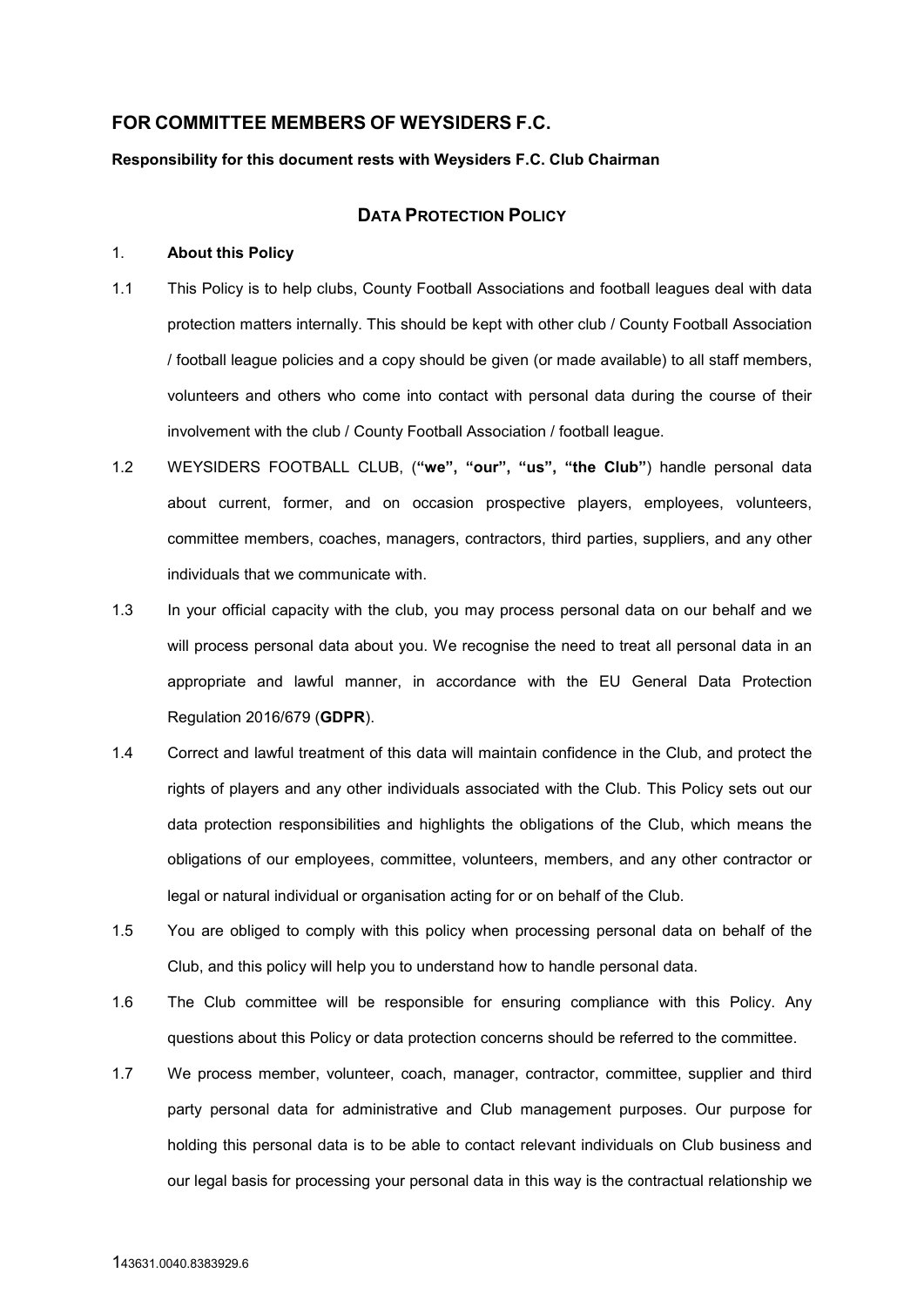## FOR COMMITTEE MEMBERS OF WEYSIDERS F.C.

**Responsibility for this document rests with Weysiders F.C. Club Chairman**

# DATA PROTECTION POLICY

1. **About this Policy**

1.1 This Policy is to help clubs, County Football Associations and football leagues deal with data protection matters internally. This should be kept with other club / County Football Association / football league policies and a copy should be given (or made available) to all staff members, volunteers and others who come into contact with personal data during the course of their involvement with the club / County Football Association / football league.

1.2 WEYSIDERS FOOTBALL CLUB, (**"we", "our", "us", "the Club"**) handle personal data about current, former, and on occasion prospective players, employees, volunteers, committee members, coaches, managers, contractors, third parties, suppliers, and any other individuals that we communicate with.

1.3 In your official capacity with the club, you may process personal data on our behalf and we will process personal data about you. We recognise the need to treat all personal data in an appropriate and lawful manner, in accordance with the EU General Data Protection Regulation 2016/679 (**GDPR**).

1.4 Correct and lawful treatment of this data will maintain confidence in the Club, and protect the rights of players and any other individuals associated with the Club. This Policy sets out our data protection responsibilities and highlights the obligations of the Club, which means the obligations of our employees, committee, volunteers, members, and any other contractor or legal or natural individual or organisation acting for or on behalf of the Club.

1.5 You are obliged to comply with this policy when processing personal data on behalf of the Club, and this policy will help you to understand how to handle personal data.

1.6 The Club committee will be responsible for ensuring compliance with this Policy. Any questions about this Policy or data protection concerns should be referred to the committee.

1.7 We process member, volunteer, coach, manager, contractor, committee, supplier and third party personal data for administrative and Club management purposes. Our purpose for holding this personal data is to be able to contact relevant individuals on Club business and our legal basis for processing your personal data in this way is the contractual relationship we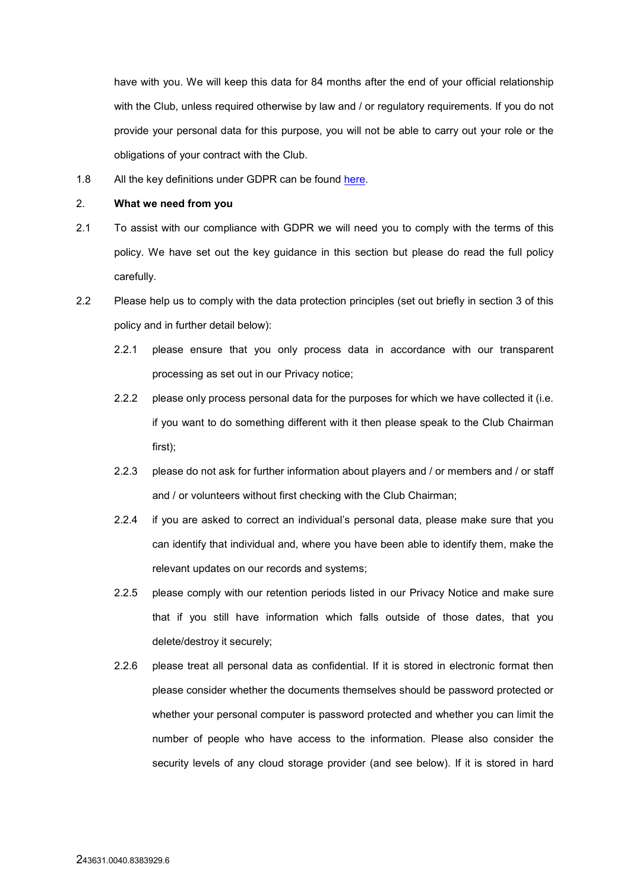have with you. We will keep this data for 84 months after the end of your official relationship with the Club, unless required otherwise by law and / or regulatory requirements. If you do not provide your personal data for this purpose, you will not be able to carry out your role or the obligations of your contract with the Club.

1.8 All the key definitions under GDPR can be found here.

## 2. What we need from you

2.1 To assist with our compliance with GDPR we will need you to comply with the terms of this policy. We have set out the key guidance in this section but please do read the full policy carefully.

2.2 Please help us to comply with the data protection principles (set out briefly in section 3 of this policy and in further detail below):

2.2.1 please ensure that you only process data in accordance with our transparent processing as set out in our Privacy notice;

2.2.2 please only process personal data for the purposes for which we have collected it (i.e. if you want to do something different with it then please speak to the Club Chairman first);

2.2.3 please do not ask for further information about players and / or members and / or staff and / or volunteers without first checking with the Club Chairman;

2.2.4 if you are asked to correct an individual's personal data, please make sure that you can identify that individual and, where you have been able to identify them, make the relevant updates on our records and systems;

2.2.5 please comply with our retention periods listed in our Privacy Notice and make sure that if you still have information which falls outside of those dates, that you delete/destroy it securely;

2.2.6 please treat all personal data as confidential. If it is stored in electronic format then please consider whether the documents themselves should be password protected or whether your personal computer is password protected and whether you can limit the number of people who have access to the information. Please also consider the security levels of any cloud storage provider (and see below). If it is stored in hard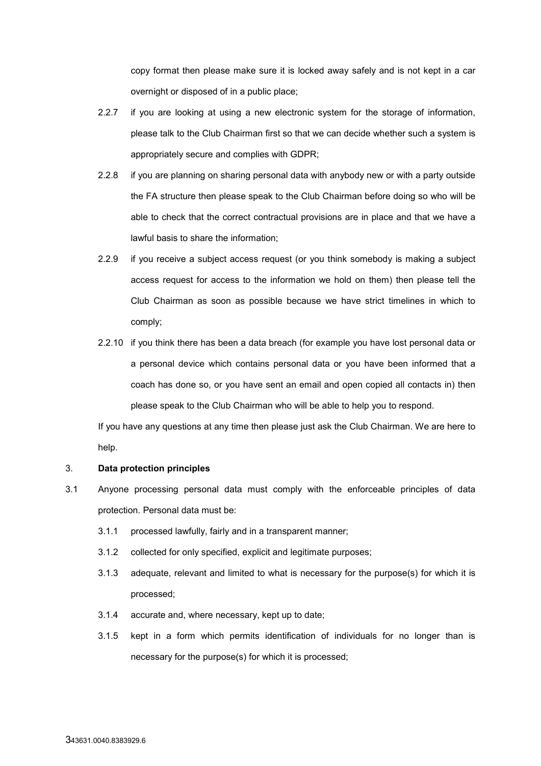copy format then please make sure it is locked away safely and is not kept in a car overnight or disposed of in a public place;

2.2.7 if you are looking at using a new electronic system for the storage of information, please talk to the Club Chairman first so that we can decide whether such a system is appropriately secure and complies with GDPR;

2.2.8 if you are planning on sharing personal data with anybody new or with a party outside the FA structure then please speak to the Club Chairman before doing so who will be able to check that the correct contractual provisions are in place and that we have a lawful basis to share the information;

2.2.9 if you receive a subject access request (or you think somebody is making a subject access request for access to the information we hold on them) then please tell the Club Chairman as soon as possible because we have strict timelines in which to comply;

2.2.10 if you think there has been a data breach (for example you have lost personal data or a personal device which contains personal data or you have been informed that a coach has done so, or you have sent an email and open copied all contacts in) then please speak to the Club Chairman who will be able to help you to respond.

If you have any questions at any time then please just ask the Club Chairman. We are here to help.

## 3. **Data protection principles**

3.1 Anyone processing personal data must comply with the enforceable principles of data protection. Personal data must be:

3.1.1 processed lawfully, fairly and in a transparent manner;

3.1.2 collected for only specified, explicit and legitimate purposes;

3.1.3 adequate, relevant and limited to what is necessary for the purpose(s) for which it is processed;

3.1.4 accurate and, where necessary, kept up to date;

3.1.5 kept in a form which permits identification of individuals for no longer than is necessary for the purpose(s) for which it is processed;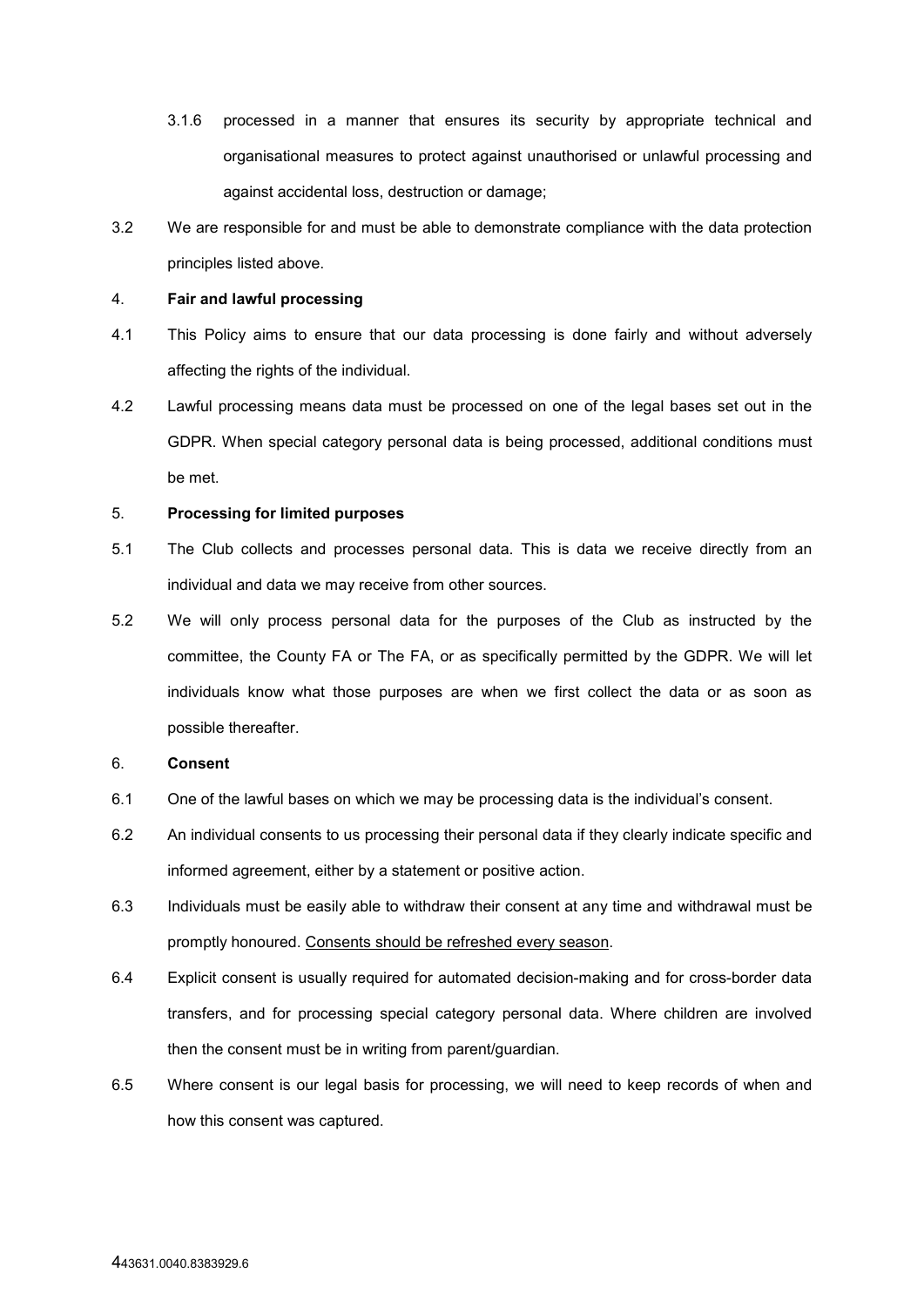3.1.6 processed in a manner that ensures its security by appropriate technical and organisational measures to protect against unauthorised or unlawful processing and against accidental loss, destruction or damage;

3.2 We are responsible for and must be able to demonstrate compliance with the data protection principles listed above.

4. **Fair and lawful processing**

4.1 This Policy aims to ensure that our data processing is done fairly and without adversely affecting the rights of the individual.

4.2 Lawful processing means data must be processed on one of the legal bases set out in the GDPR. When special category personal data is being processed, additional conditions must be met.

5. **Processing for limited purposes**

5.1 The Club collects and processes personal data. This is data we receive directly from an individual and data we may receive from other sources.

5.2 We will only process personal data for the purposes of the Club as instructed by the committee, the County FA or The FA, or as specifically permitted by the GDPR. We will let individuals know what those purposes are when we first collect the data or as soon as possible thereafter.

6. **Consent**

6.1 One of the lawful bases on which we may be processing data is the individual's consent.

6.2 An individual consents to us processing their personal data if they clearly indicate specific and informed agreement, either by a statement or positive action.

6.3 Individuals must be easily able to withdraw their consent at any time and withdrawal must be promptly honoured. Consents should be refreshed every season.

6.4 Explicit consent is usually required for automated decision-making and for cross-border data transfers, and for processing special category personal data. Where children are involved then the consent must be in writing from parent/guardian.

6.5 Where consent is our legal basis for processing, we will need to keep records of when and how this consent was captured.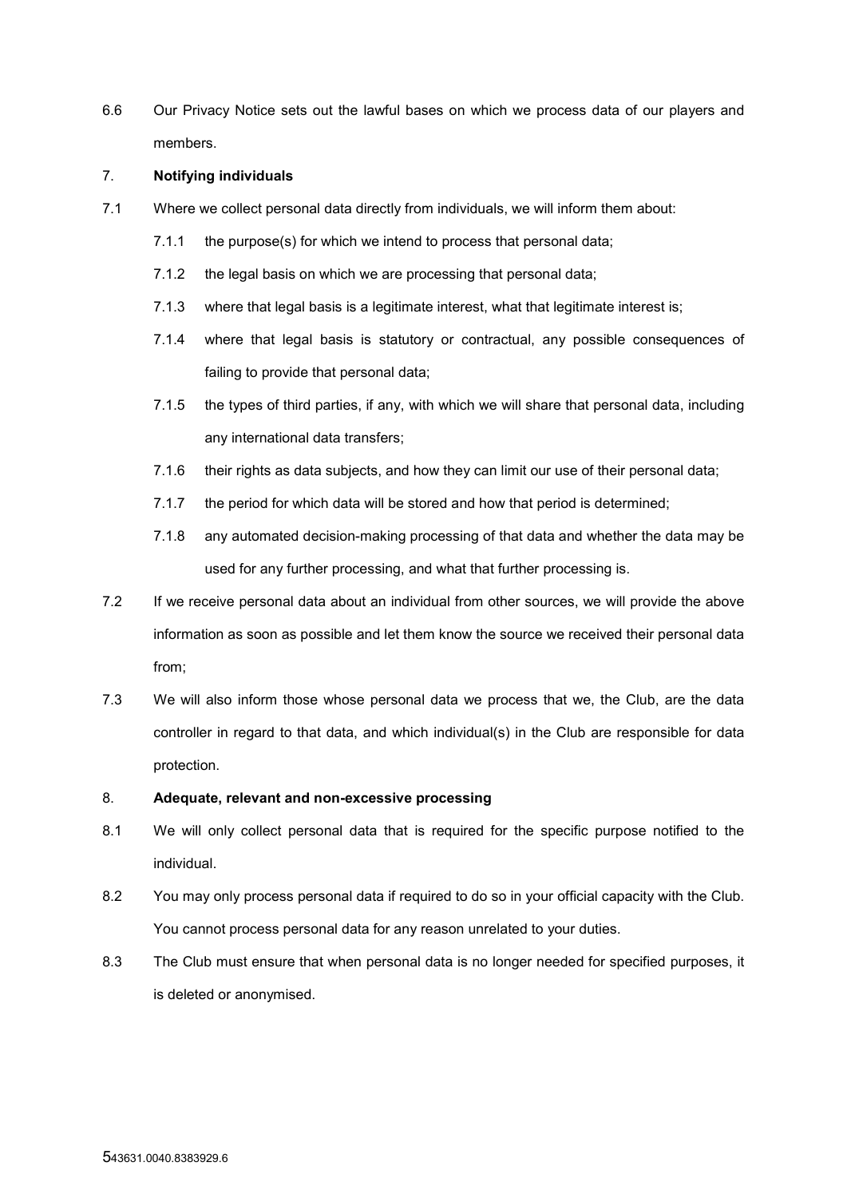6.6 Our Privacy Notice sets out the lawful bases on which we process data of our players and members.

7. **Notifying individuals**

7.1 Where we collect personal data directly from individuals, we will inform them about:

7.1.1 the purpose(s) for which we intend to process that personal data;

7.1.2 the legal basis on which we are processing that personal data;

7.1.3 where that legal basis is a legitimate interest, what that legitimate interest is;

7.1.4 where that legal basis is statutory or contractual, any possible consequences of failing to provide that personal data;

7.1.5 the types of third parties, if any, with which we will share that personal data, including any international data transfers;

7.1.6 their rights as data subjects, and how they can limit our use of their personal data;

7.1.7 the period for which data will be stored and how that period is determined;

7.1.8 any automated decision-making processing of that data and whether the data may be used for any further processing, and what that further processing is.

7.2 If we receive personal data about an individual from other sources, we will provide the above information as soon as possible and let them know the source we received their personal data from;

7.3 We will also inform those whose personal data we process that we, the Club, are the data controller in regard to that data, and which individual(s) in the Club are responsible for data protection.

8. **Adequate, relevant and non-excessive processing**

8.1 We will only collect personal data that is required for the specific purpose notified to the individual.

8.2 You may only process personal data if required to do so in your official capacity with the Club. You cannot process personal data for any reason unrelated to your duties.

8.3 The Club must ensure that when personal data is no longer needed for specified purposes, it is deleted or anonymised.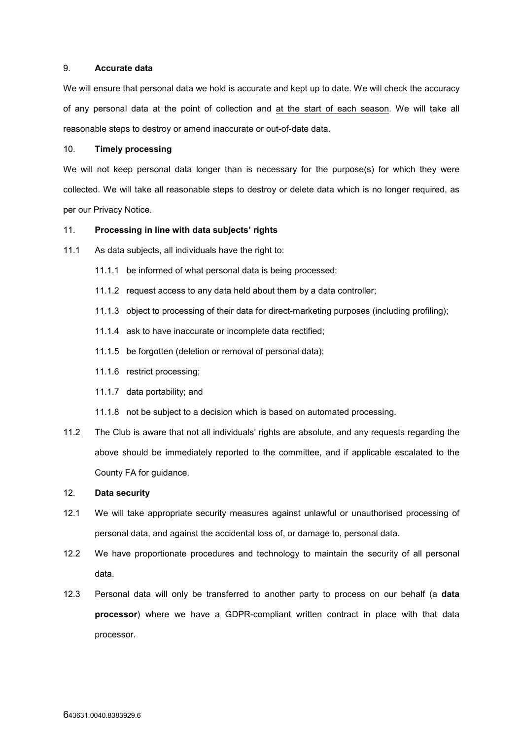## 9. **Accurate data**

We will ensure that personal data we hold is accurate and kept up to date. We will check the accuracy of any personal data at the point of collection and <u>at the start of each season</u>. We will take all reasonable steps to destroy or amend inaccurate or out-of-date data.

## 10. **Timely processing**

We will not keep personal data longer than is necessary for the purpose(s) for which they were collected. We will take all reasonable steps to destroy or delete data which is no longer required, as per our Privacy Notice.

## 11. **Processing in line with data subjects' rights**

11.1 As data subjects, all individuals have the right to:

- 11.1.1 be informed of what personal data is being processed;
- 11.1.2 request access to any data held about them by a data controller;
- 11.1.3 object to processing of their data for direct-marketing purposes (including profiling);
- 11.1.4 ask to have inaccurate or incomplete data rectified;
- 11.1.5 be forgotten (deletion or removal of personal data);
- 11.1.6 restrict processing;
- 11.1.7 data portability; and
- 11.1.8 not be subject to a decision which is based on automated processing.

11.2 The Club is aware that not all individuals' rights are absolute, and any requests regarding the above should be immediately reported to the committee, and if applicable escalated to the County FA for guidance.

## 12. **Data security**

12.1 We will take appropriate security measures against unlawful or unauthorised processing of personal data, and against the accidental loss of, or damage to, personal data.

12.2 We have proportionate procedures and technology to maintain the security of all personal data.

12.3 Personal data will only be transferred to another party to process on our behalf (a **data processor**) where we have a GDPR-compliant written contract in place with that data processor.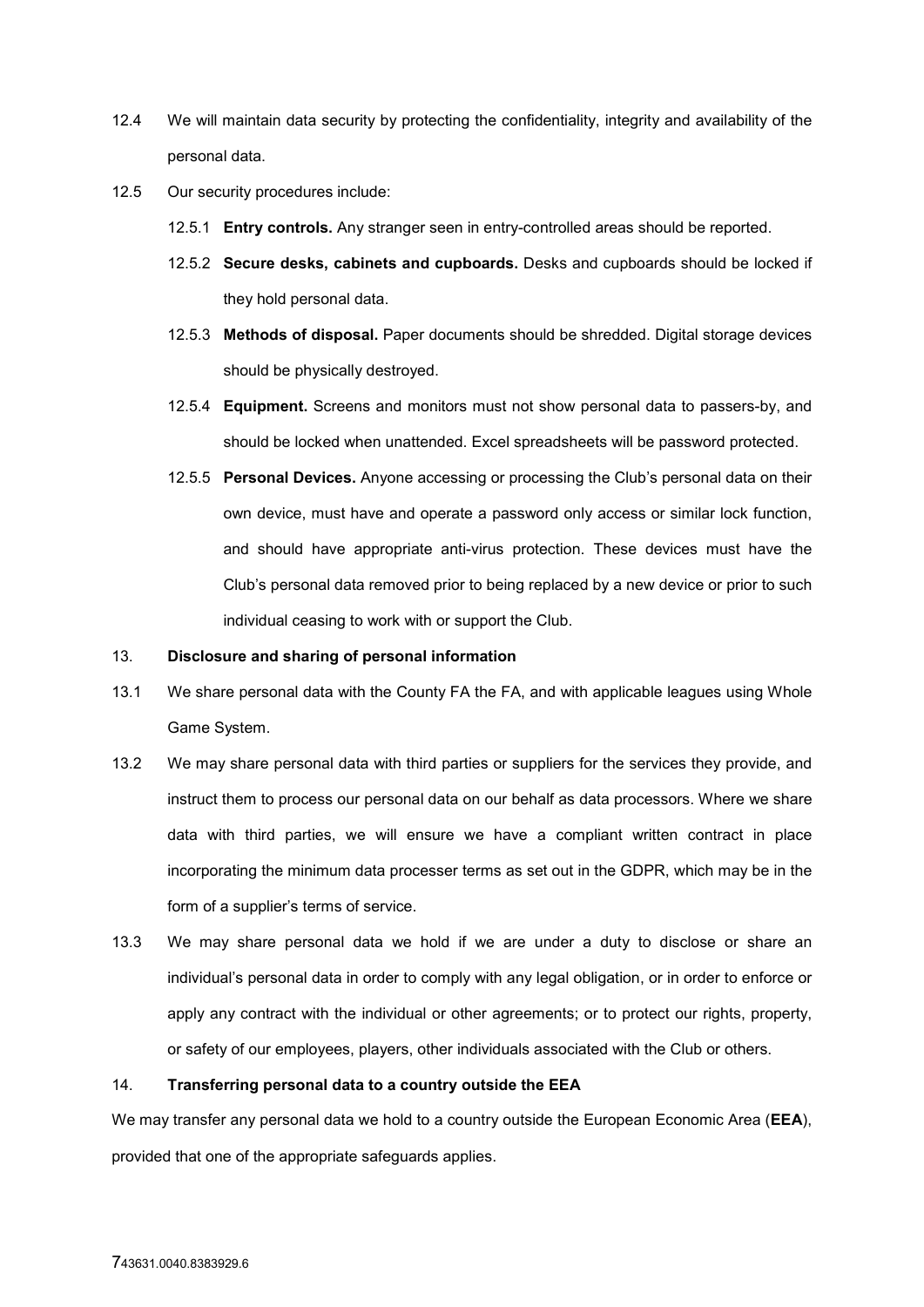12.4 We will maintain data security by protecting the confidentiality, integrity and availability of the personal data.

12.5 Our security procedures include:

12.5.1 **Entry controls.** Any stranger seen in entry-controlled areas should be reported.

12.5.2 **Secure desks, cabinets and cupboards.** Desks and cupboards should be locked if they hold personal data.

12.5.3 **Methods of disposal.** Paper documents should be shredded. Digital storage devices should be physically destroyed.

12.5.4 **Equipment.** Screens and monitors must not show personal data to passers-by, and should be locked when unattended. Excel spreadsheets will be password protected.

12.5.5 **Personal Devices.** Anyone accessing or processing the Club's personal data on their own device, must have and operate a password only access or similar lock function, and should have appropriate anti-virus protection. These devices must have the Club's personal data removed prior to being replaced by a new device or prior to such individual ceasing to work with or support the Club.

## 13. Disclosure and sharing of personal information

13.1 We share personal data with the County FA the FA, and with applicable leagues using Whole Game System.

13.2 We may share personal data with third parties or suppliers for the services they provide, and instruct them to process our personal data on our behalf as data processors. Where we share data with third parties, we will ensure we have a compliant written contract in place incorporating the minimum data processer terms as set out in the GDPR, which may be in the form of a supplier's terms of service.

13.3 We may share personal data we hold if we are under a duty to disclose or share an individual's personal data in order to comply with any legal obligation, or in order to enforce or apply any contract with the individual or other agreements; or to protect our rights, property, or safety of our employees, players, other individuals associated with the Club or others.

## 14. Transferring personal data to a country outside the EEA

We may transfer any personal data we hold to a country outside the European Economic Area (**EEA**), provided that one of the appropriate safeguards applies.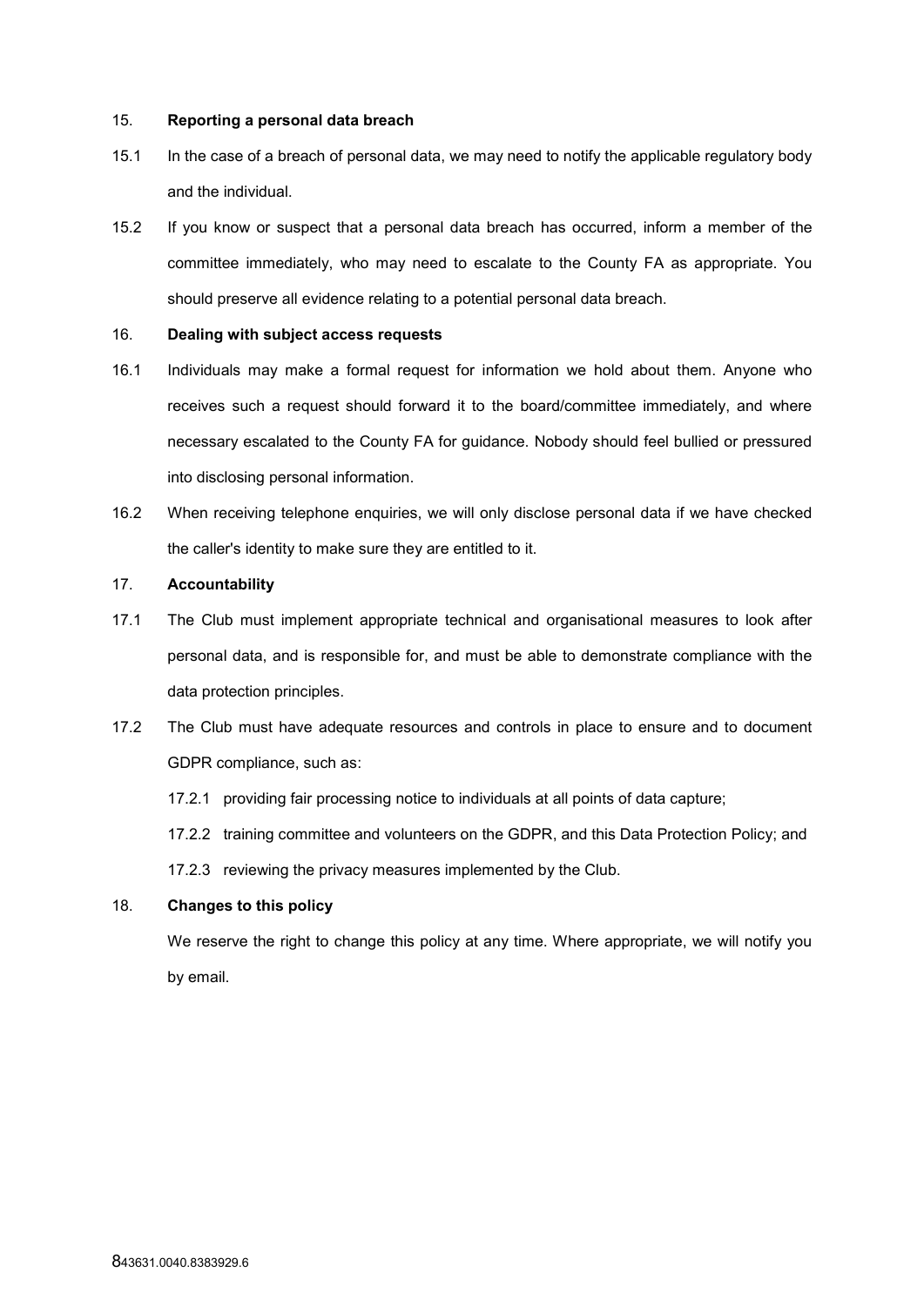## 15. Reporting a personal data breach

15.1 In the case of a breach of personal data, we may need to notify the applicable regulatory body and the individual.

15.2 If you know or suspect that a personal data breach has occurred, inform a member of the committee immediately, who may need to escalate to the County FA as appropriate. You should preserve all evidence relating to a potential personal data breach.

## 16. Dealing with subject access requests

16.1 Individuals may make a formal request for information we hold about them. Anyone who receives such a request should forward it to the board/committee immediately, and where necessary escalated to the County FA for guidance. Nobody should feel bullied or pressured into disclosing personal information.

16.2 When receiving telephone enquiries, we will only disclose personal data if we have checked the caller's identity to make sure they are entitled to it.

## 17. Accountability

17.1 The Club must implement appropriate technical and organisational measures to look after personal data, and is responsible for, and must be able to demonstrate compliance with the data protection principles.

17.2 The Club must have adequate resources and controls in place to ensure and to document GDPR compliance, such as:

17.2.1 providing fair processing notice to individuals at all points of data capture;

17.2.2 training committee and volunteers on the GDPR, and this Data Protection Policy; and

17.2.3 reviewing the privacy measures implemented by the Club.

## 18. Changes to this policy

We reserve the right to change this policy at any time. Where appropriate, we will notify you by email.

843631.0040.8383929.6